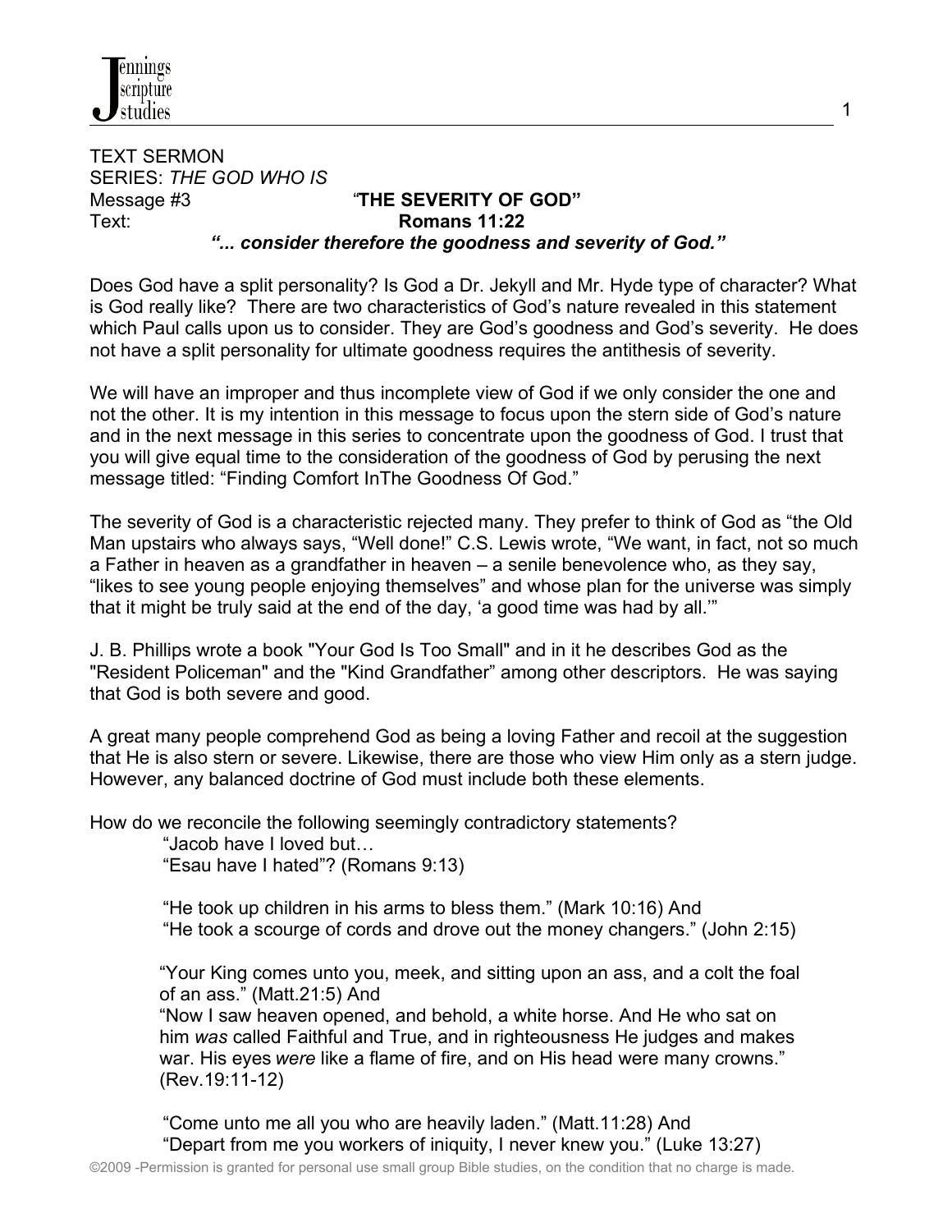TEXT SERMON
SERIES: *THE GOD WHO IS*
Message #3 **"THE SEVERITY OF GOD"**
Text: **Romans 11:22**

***"... consider therefore the goodness and severity of God."***

Does God have a split personality? Is God a Dr. Jekyll and Mr. Hyde type of character? What is God really like? There are two characteristics of God's nature revealed in this statement which Paul calls upon us to consider. They are God's goodness and God's severity. He does not have a split personality for ultimate goodness requires the antithesis of severity.

We will have an improper and thus incomplete view of God if we only consider the one and not the other. It is my intention in this message to focus upon the stern side of God's nature and in the next message in this series to concentrate upon the goodness of God. I trust that you will give equal time to the consideration of the goodness of God by perusing the next message titled: "Finding Comfort InThe Goodness Of God."

The severity of God is a characteristic rejected many. They prefer to think of God as "the Old Man upstairs who always says, "Well done!" C.S. Lewis wrote, "We want, in fact, not so much a Father in heaven as a grandfather in heaven – a senile benevolence who, as they say, "likes to see young people enjoying themselves" and whose plan for the universe was simply that it might be truly said at the end of the day, 'a good time was had by all.'"

J. B. Phillips wrote a book "Your God Is Too Small" and in it he describes God as the "Resident Policeman" and the "Kind Grandfather" among other descriptors. He was saying that God is both severe and good.

A great many people comprehend God as being a loving Father and recoil at the suggestion that He is also stern or severe. Likewise, there are those who view Him only as a stern judge. However, any balanced doctrine of God must include both these elements.

How do we reconcile the following seemingly contradictory statements?

> "Jacob have I loved but…
> "Esau have I hated"? (Romans 9:13)
>
> "He took up children in his arms to bless them." (Mark 10:16) And
> "He took a scourge of cords and drove out the money changers." (John 2:15)
>
> "Your King comes unto you, meek, and sitting upon an ass, and a colt the foal of an ass." (Matt.21:5) And
> "Now I saw heaven opened, and behold, a white horse. And He who sat on him *was* called Faithful and True, and in righteousness He judges and makes war. His eyes *were* like a flame of fire, and on His head were many crowns." (Rev.19:11-12)
>
> "Come unto me all you who are heavily laden." (Matt.11:28) And
> "Depart from me you workers of iniquity, I never knew you." (Luke 13:27)

©2009 -Permission is granted for personal use small group Bible studies, on the condition that no charge is made.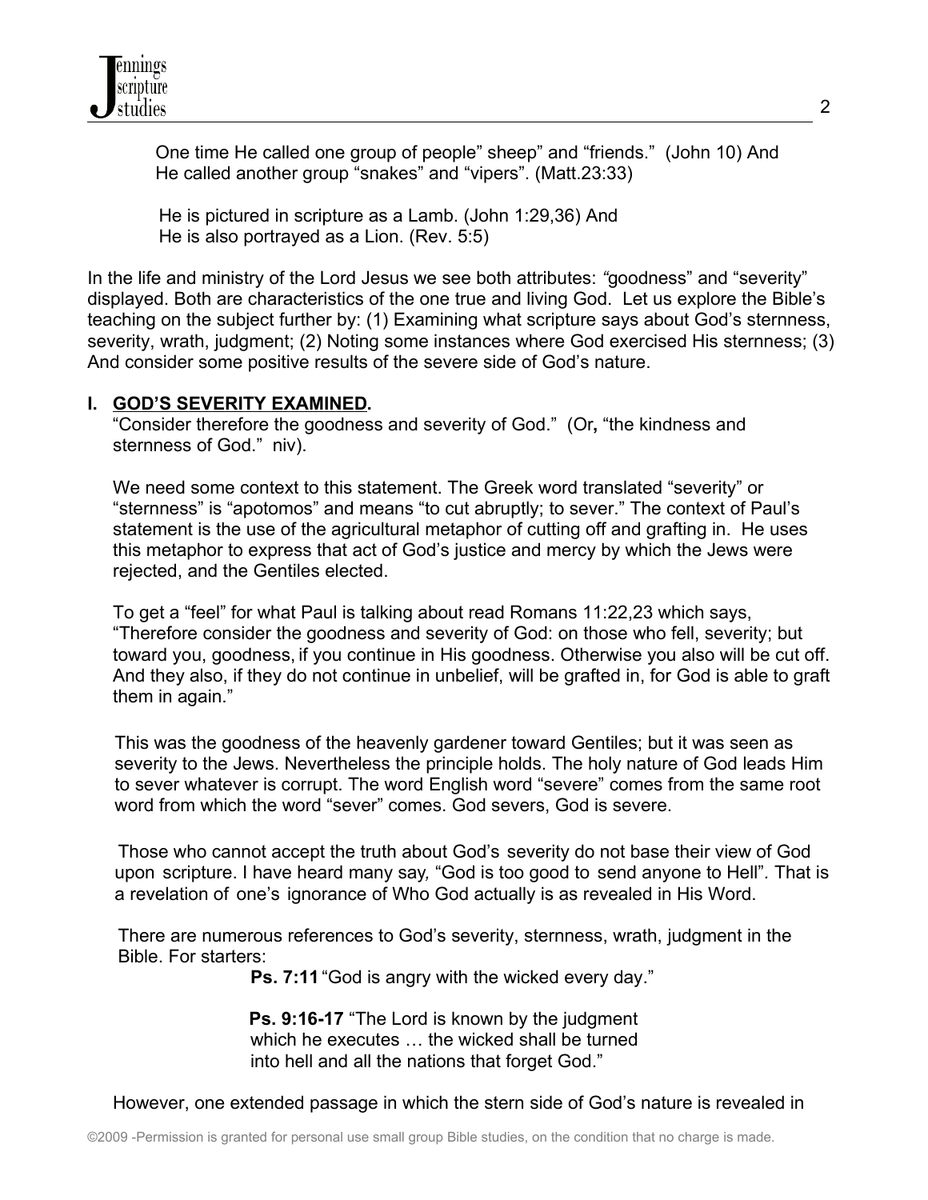One time He called one group of people" sheep" and "friends." (John 10) And He called another group "snakes" and "vipers". (Matt.23:33)

He is pictured in scripture as a Lamb. (John 1:29,36) And He is also portrayed as a Lion. (Rev. 5:5)

In the life and ministry of the Lord Jesus we see both attributes: "goodness" and "severity" displayed. Both are characteristics of the one true and living God. Let us explore the Bible's teaching on the subject further by: (1) Examining what scripture says about God's sternness, severity, wrath, judgment; (2) Noting some instances where God exercised His sternness; (3) And consider some positive results of the severe side of God's nature.

## I. GOD'S SEVERITY EXAMINED.

"Consider therefore the goodness and severity of God." (Or**,** "the kindness and sternness of God." niv).

We need some context to this statement. The Greek word translated "severity" or "sternness" is "apotomos" and means "to cut abruptly; to sever." The context of Paul's statement is the use of the agricultural metaphor of cutting off and grafting in. He uses this metaphor to express that act of God's justice and mercy by which the Jews were rejected, and the Gentiles elected.

To get a "feel" for what Paul is talking about read Romans 11:22,23 which says, "Therefore consider the goodness and severity of God: on those who fell, severity; but toward you, goodness, if you continue in His goodness. Otherwise you also will be cut off. And they also, if they do not continue in unbelief, will be grafted in, for God is able to graft them in again."

This was the goodness of the heavenly gardener toward Gentiles; but it was seen as severity to the Jews. Nevertheless the principle holds. The holy nature of God leads Him to sever whatever is corrupt. The word English word "severe" comes from the same root word from which the word "sever" comes. God severs, God is severe.

Those who cannot accept the truth about God's severity do not base their view of God upon scripture. I have heard many say*,* "God is too good to send anyone to Hell"*.* That is a revelation of one's ignorance of Who God actually is as revealed in His Word.

There are numerous references to God's severity, sternness, wrath, judgment in the Bible. For starters:

**Ps. 7:11** "God is angry with the wicked every day."

**Ps. 9:16-17** "The Lord is known by the judgment which he executes … the wicked shall be turned into hell and all the nations that forget God."

However, one extended passage in which the stern side of God's nature is revealed in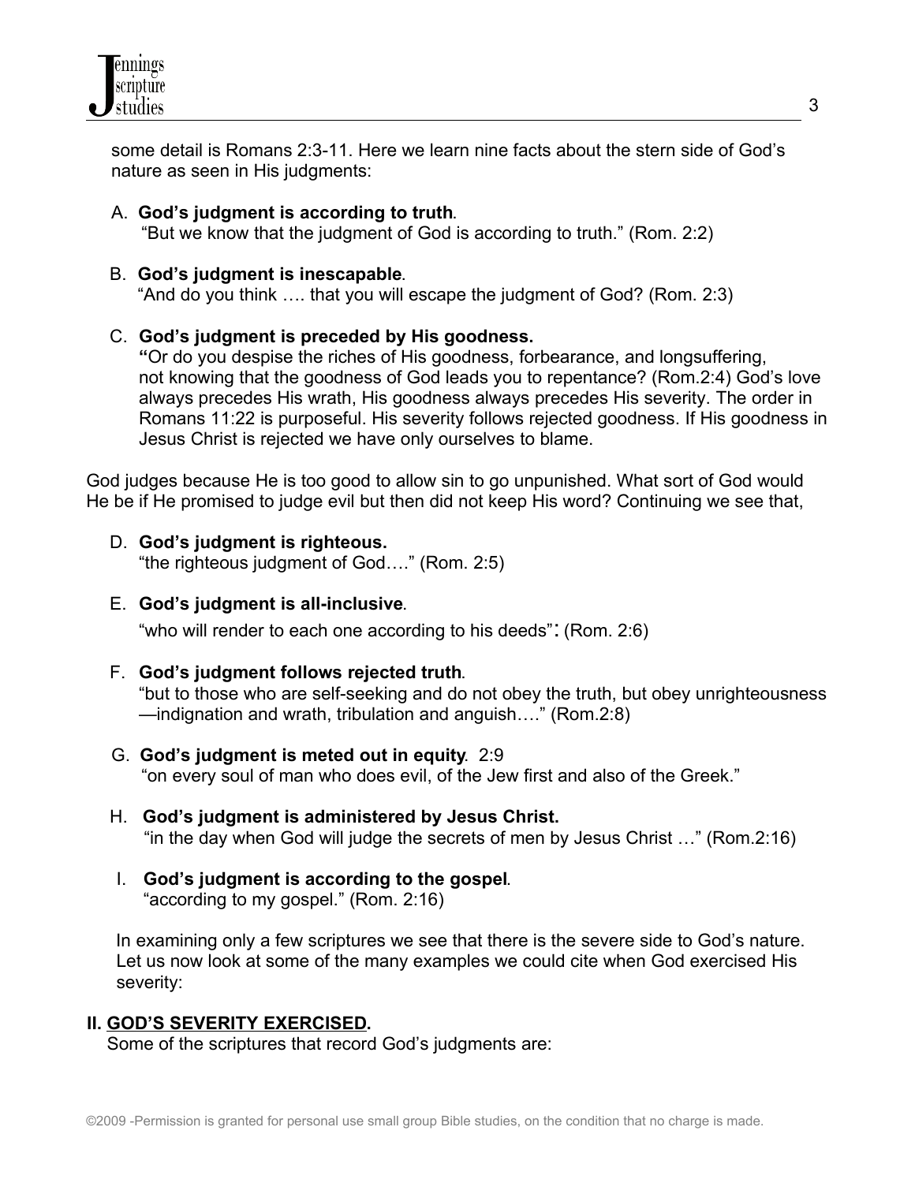some detail is Romans 2:3-11. Here we learn nine facts about the stern side of God's nature as seen in His judgments:

A. **God's judgment is according to truth**.
"But we know that the judgment of God is according to truth." (Rom. 2:2)

B. **God's judgment is inescapable**.
"And do you think …. that you will escape the judgment of God? (Rom. 2:3)

C. **God's judgment is preceded by His goodness.**
**"**Or do you despise the riches of His goodness, forbearance, and longsuffering, not knowing that the goodness of God leads you to repentance? (Rom.2:4) God's love always precedes His wrath, His goodness always precedes His severity. The order in Romans 11:22 is purposeful. His severity follows rejected goodness. If His goodness in Jesus Christ is rejected we have only ourselves to blame.

God judges because He is too good to allow sin to go unpunished. What sort of God would He be if He promised to judge evil but then did not keep His word? Continuing we see that,

D. **God's judgment is righteous.**
"the righteous judgment of God…." (Rom. 2:5)

E. **God's judgment is all-inclusive**.
"who will render to each one according to his deeds"**:** (Rom. 2:6)

F. **God's judgment follows rejected truth**.
"but to those who are self-seeking and do not obey the truth, but obey unrighteousness —indignation and wrath, tribulation and anguish…." (Rom.2:8)

G. **God's judgment is meted out in equity**. 2:9
"on every soul of man who does evil, of the Jew first and also of the Greek."

H. **God's judgment is administered by Jesus Christ.**
"in the day when God will judge the secrets of men by Jesus Christ …" (Rom.2:16)

I. **God's judgment is according to the gospel**.
"according to my gospel." (Rom. 2:16)

In examining only a few scriptures we see that there is the severe side to God's nature. Let us now look at some of the many examples we could cite when God exercised His severity:

## II. GOD'S SEVERITY EXERCISED.

Some of the scriptures that record God's judgments are: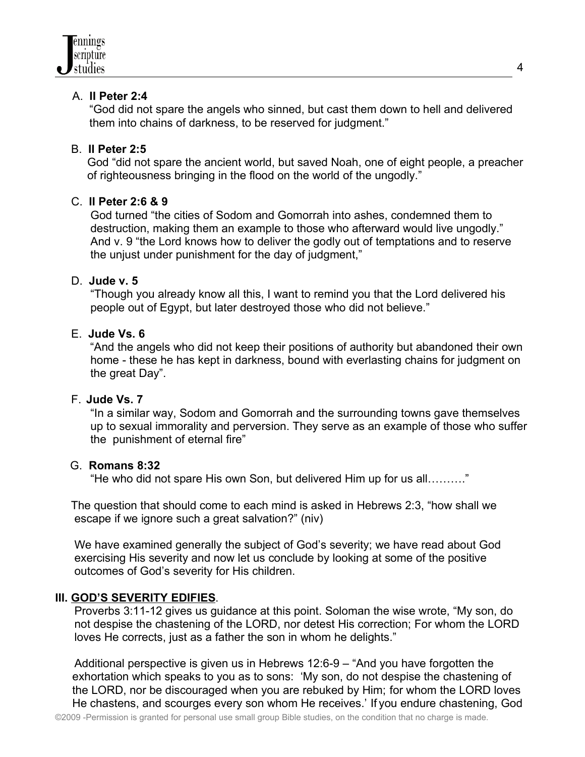A. **II Peter 2:4**
"God did not spare the angels who sinned, but cast them down to hell and delivered them into chains of darkness, to be reserved for judgment."

B. **II Peter 2:5**
God "did not spare the ancient world, but saved Noah, one of eight people, a preacher of righteousness bringing in the flood on the world of the ungodly."

C. **II Peter 2:6 & 9**
God turned "the cities of Sodom and Gomorrah into ashes, condemned them to destruction, making them an example to those who afterward would live ungodly." And v. 9 "the Lord knows how to deliver the godly out of temptations and to reserve the unjust under punishment for the day of judgment,"

D. **Jude v. 5**
"Though you already know all this, I want to remind you that the Lord delivered his people out of Egypt, but later destroyed those who did not believe."

E. **Jude Vs. 6**
"And the angels who did not keep their positions of authority but abandoned their own home - these he has kept in darkness, bound with everlasting chains for judgment on the great Day".

F. **Jude Vs. 7**
"In a similar way, Sodom and Gomorrah and the surrounding towns gave themselves up to sexual immorality and perversion. They serve as an example of those who suffer the punishment of eternal fire"

G. **Romans 8:32**
"He who did not spare His own Son, but delivered Him up for us all………."

The question that should come to each mind is asked in Hebrews 2:3, "how shall we escape if we ignore such a great salvation?" (niv)

We have examined generally the subject of God's severity; we have read about God exercising His severity and now let us conclude by looking at some of the positive outcomes of God's severity for His children.

**III. GOD'S SEVERITY EDIFIES.**

Proverbs 3:11-12 gives us guidance at this point. Soloman the wise wrote, "My son, do not despise the chastening of the LORD, nor detest His correction; For whom the LORD loves He corrects, just as a father the son in whom he delights."

Additional perspective is given us in Hebrews 12:6-9 – "And you have forgotten the exhortation which speaks to you as to sons: 'My son, do not despise the chastening of the LORD, nor be discouraged when you are rebuked by Him; for whom the LORD loves He chastens, and scourges every son whom He receives.' If you endure chastening, God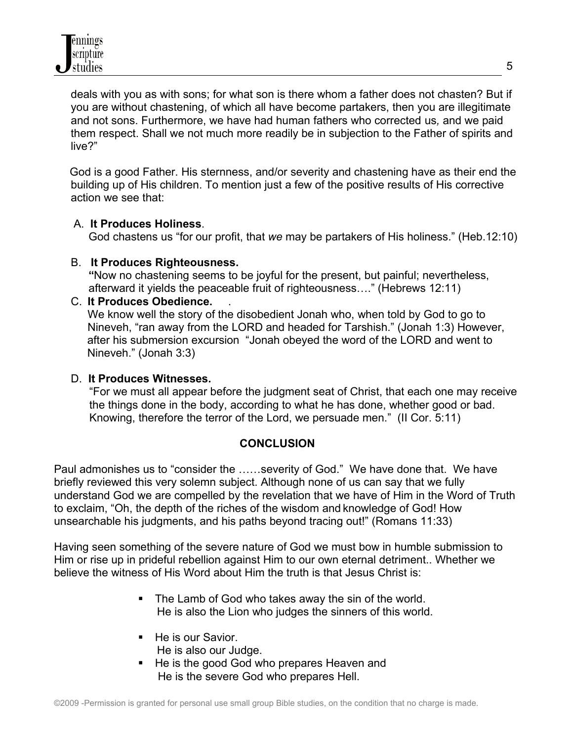deals with you as with sons; for what son is there whom a father does not chasten? But if you are without chastening, of which all have become partakers, then you are illegitimate and not sons. Furthermore, we have had human fathers who corrected us, and we paid them respect. Shall we not much more readily be in subjection to the Father of spirits and live?"

God is a good Father. His sternness, and/or severity and chastening have as their end the building up of His children. To mention just a few of the positive results of His corrective action we see that:

A. **It Produces Holiness**.
God chastens us "for our profit, that *we* may be partakers of His holiness." (Heb.12:10)

B. **It Produces Righteousness.**
**"**Now no chastening seems to be joyful for the present, but painful; nevertheless, afterward it yields the peaceable fruit of righteousness…." (Hebrews 12:11)

C. **It Produces Obedience.** .
We know well the story of the disobedient Jonah who, when told by God to go to Nineveh, "ran away from the LORD and headed for Tarshish." (Jonah 1:3) However, after his submersion excursion "Jonah obeyed the word of the LORD and went to Nineveh." (Jonah 3:3)

D. **It Produces Witnesses.**
"For we must all appear before the judgment seat of Christ, that each one may receive the things done in the body, according to what he has done, whether good or bad. Knowing, therefore the terror of the Lord, we persuade men." (II Cor. 5:11)

## CONCLUSION

Paul admonishes us to "consider the ……severity of God." We have done that. We have briefly reviewed this very solemn subject. Although none of us can say that we fully understand God we are compelled by the revelation that we have of Him in the Word of Truth to exclaim, "Oh, the depth of the riches of the wisdom and knowledge of God! How unsearchable his judgments, and his paths beyond tracing out!" (Romans 11:33)

Having seen something of the severe nature of God we must bow in humble submission to Him or rise up in prideful rebellion against Him to our own eternal detriment.. Whether we believe the witness of His Word about Him the truth is that Jesus Christ is:

- The Lamb of God who takes away the sin of the world.
  He is also the Lion who judges the sinners of this world.
- He is our Savior.
  He is also our Judge.
- He is the good God who prepares Heaven and
  He is the severe God who prepares Hell.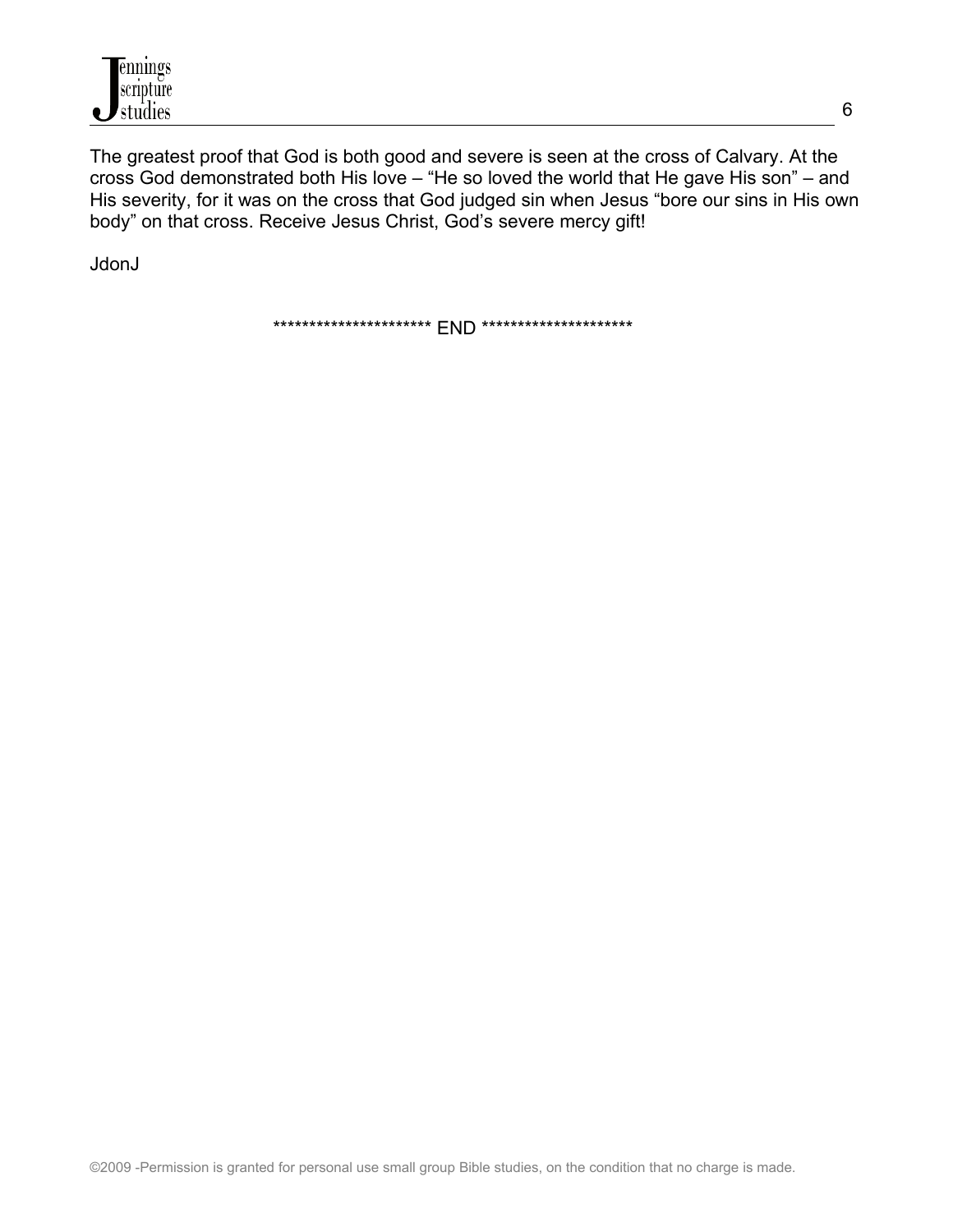The greatest proof that God is both good and severe is seen at the cross of Calvary. At the cross God demonstrated both His love – "He so loved the world that He gave His son" – and His severity, for it was on the cross that God judged sin when Jesus "bore our sins in His own body" on that cross. Receive Jesus Christ, God's severe mercy gift!

JdonJ

********************** END *********************